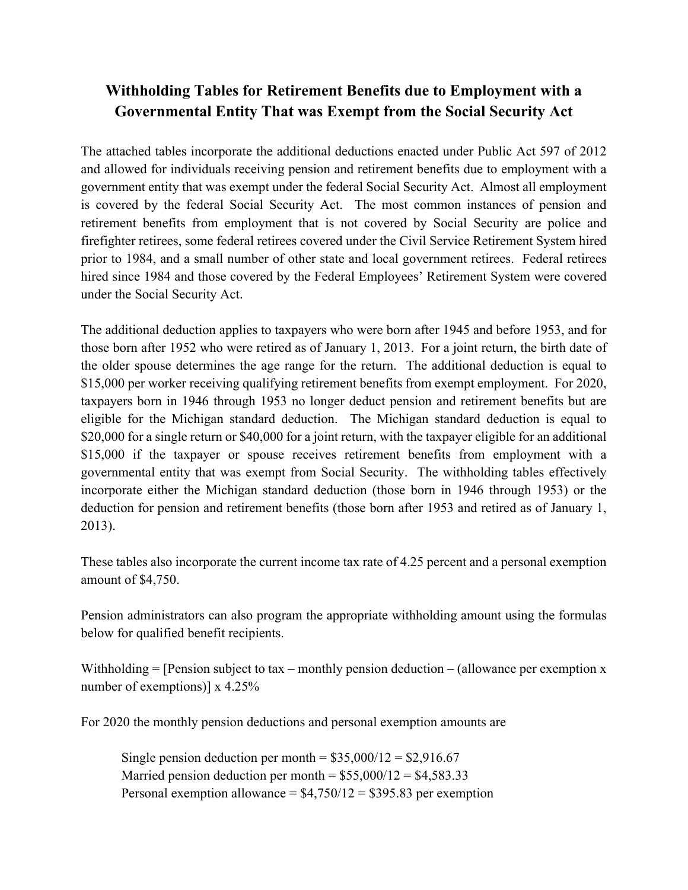# Withholding Tables for Retirement Benefits due to Employment with a Governmental Entity That was Exempt from the Social Security Act

The attached tables incorporate the additional deductions enacted under Public Act 597 of 2012 and allowed for individuals receiving pension and retirement benefits due to employment with a government entity that was exempt under the federal Social Security Act. Almost all employment is covered by the federal Social Security Act. The most common instances of pension and retirement benefits from employment that is not covered by Social Security are police and firefighter retirees, some federal retirees covered under the Civil Service Retirement System hired prior to 1984, and a small number of other state and local government retirees. Federal retirees hired since 1984 and those covered by the Federal Employees' Retirement System were covered under the Social Security Act.

The additional deduction applies to taxpayers who were born after 1945 and before 1953, and for those born after 1952 who were retired as of January 1, 2013. For a joint return, the birth date of the older spouse determines the age range for the return. The additional deduction is equal to \$15,000 per worker receiving qualifying retirement benefits from exempt employment. For 2020, taxpayers born in 1946 through 1953 no longer deduct pension and retirement benefits but are eligible for the Michigan standard deduction. The Michigan standard deduction is equal to \$20,000 for a single return or \$40,000 for a joint return, with the taxpayer eligible for an additional \$15,000 if the taxpayer or spouse receives retirement benefits from employment with a governmental entity that was exempt from Social Security. The withholding tables effectively incorporate either the Michigan standard deduction (those born in 1946 through 1953) or the deduction for pension and retirement benefits (those born after 1953 and retired as of January 1, 2013).

These tables also incorporate the current income tax rate of 4.25 percent and a personal exemption amount of \$4,750.

Pension administrators can also program the appropriate withholding amount using the formulas below for qualified benefit recipients.

Withholding = [Pension subject to tax – monthly pension deduction – (allowance per exemption x number of exemptions)] x 4.25%

For 2020 the monthly pension deductions and personal exemption amounts are

> Single pension deduction per month = \$35,000/12 = \$2,916.67
> Married pension deduction per month = \$55,000/12 = \$4,583.33
> Personal exemption allowance = \$4,750/12 = \$395.83 per exemption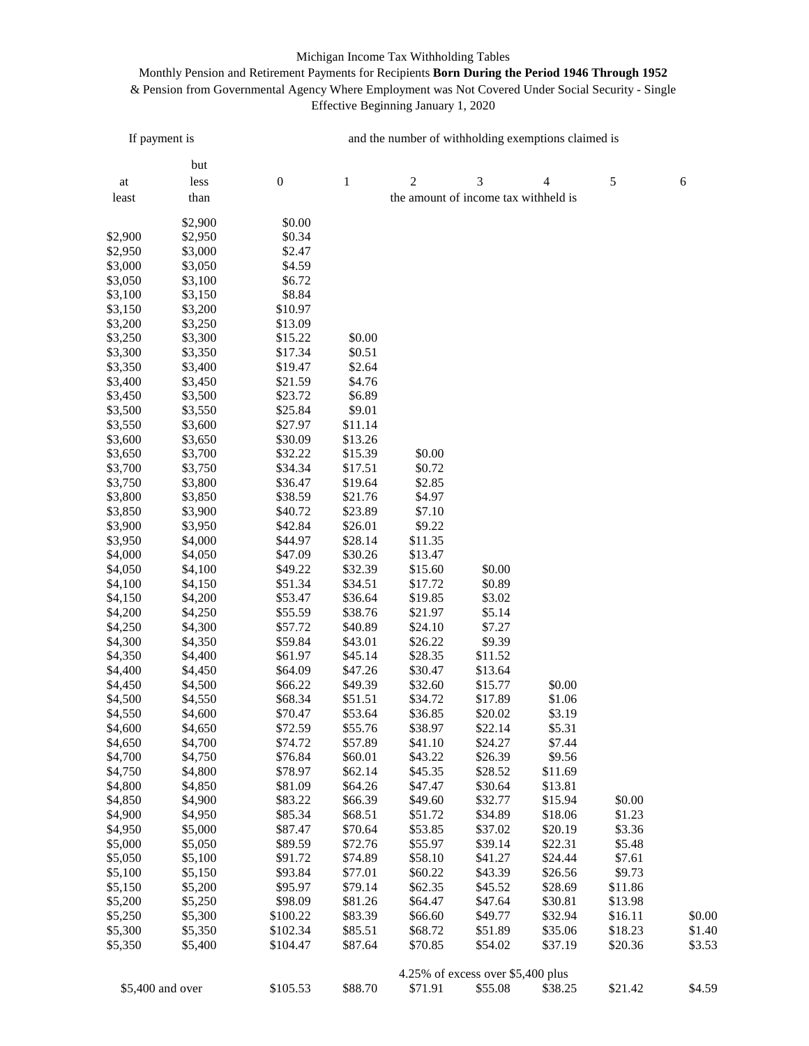Michigan Income Tax Withholding Tables

Monthly Pension and Retirement Payments for Recipients **Born During the Period 1946 Through 1952**

& Pension from Governmental Agency Where Employment was Not Covered Under Social Security - Single

Effective Beginning January 1, 2020

| If payment is | | and the number of withholding exemptions claimed is | | | | | | |
|---|---|---|---|---|---|---|---|---|
| at least | but less than | 0 | 1 | 2 | 3 | 4 | 5 | 6 |
| | | the amount of income tax withheld is | | | | | | |
| | $2,900 | $0.00 | | | | | | |
| $2,900 | $2,950 | $0.34 | | | | | | |
| $2,950 | $3,000 | $2.47 | | | | | | |
| $3,000 | $3,050 | $4.59 | | | | | | |
| $3,050 | $3,100 | $6.72 | | | | | | |
| $3,100 | $3,150 | $8.84 | | | | | | |
| $3,150 | $3,200 | $10.97 | | | | | | |
| $3,200 | $3,250 | $13.09 | | | | | | |
| $3,250 | $3,300 | $15.22 | $0.00 | | | | | |
| $3,300 | $3,350 | $17.34 | $0.51 | | | | | |
| $3,350 | $3,400 | $19.47 | $2.64 | | | | | |
| $3,400 | $3,450 | $21.59 | $4.76 | | | | | |
| $3,450 | $3,500 | $23.72 | $6.89 | | | | | |
| $3,500 | $3,550 | $25.84 | $9.01 | | | | | |
| $3,550 | $3,600 | $27.97 | $11.14 | | | | | |
| $3,600 | $3,650 | $30.09 | $13.26 | | | | | |
| $3,650 | $3,700 | $32.22 | $15.39 | $0.00 | | | | |
| $3,700 | $3,750 | $34.34 | $17.51 | $0.72 | | | | |
| $3,750 | $3,800 | $36.47 | $19.64 | $2.85 | | | | |
| $3,800 | $3,850 | $38.59 | $21.76 | $4.97 | | | | |
| $3,850 | $3,900 | $40.72 | $23.89 | $7.10 | | | | |
| $3,900 | $3,950 | $42.84 | $26.01 | $9.22 | | | | |
| $3,950 | $4,000 | $44.97 | $28.14 | $11.35 | | | | |
| $4,000 | $4,050 | $47.09 | $30.26 | $13.47 | | | | |
| $4,050 | $4,100 | $49.22 | $32.39 | $15.60 | $0.00 | | | |
| $4,100 | $4,150 | $51.34 | $34.51 | $17.72 | $0.89 | | | |
| $4,150 | $4,200 | $53.47 | $36.64 | $19.85 | $3.02 | | | |
| $4,200 | $4,250 | $55.59 | $38.76 | $21.97 | $5.14 | | | |
| $4,250 | $4,300 | $57.72 | $40.89 | $24.10 | $7.27 | | | |
| $4,300 | $4,350 | $59.84 | $43.01 | $26.22 | $9.39 | | | |
| $4,350 | $4,400 | $61.97 | $45.14 | $28.35 | $11.52 | | | |
| $4,400 | $4,450 | $64.09 | $47.26 | $30.47 | $13.64 | | | |
| $4,450 | $4,500 | $66.22 | $49.39 | $32.60 | $15.77 | $0.00 | | |
| $4,500 | $4,550 | $68.34 | $51.51 | $34.72 | $17.89 | $1.06 | | |
| $4,550 | $4,600 | $70.47 | $53.64 | $36.85 | $20.02 | $3.19 | | |
| $4,600 | $4,650 | $72.59 | $55.76 | $38.97 | $22.14 | $5.31 | | |
| $4,650 | $4,700 | $74.72 | $57.89 | $41.10 | $24.27 | $7.44 | | |
| $4,700 | $4,750 | $76.84 | $60.01 | $43.22 | $26.39 | $9.56 | | |
| $4,750 | $4,800 | $78.97 | $62.14 | $45.35 | $28.52 | $11.69 | | |
| $4,800 | $4,850 | $81.09 | $64.26 | $47.47 | $30.64 | $13.81 | | |
| $4,850 | $4,900 | $83.22 | $66.39 | $49.60 | $32.77 | $15.94 | $0.00 | |
| $4,900 | $4,950 | $85.34 | $68.51 | $51.72 | $34.89 | $18.06 | $1.23 | |
| $4,950 | $5,000 | $87.47 | $70.64 | $53.85 | $37.02 | $20.19 | $3.36 | |
| $5,000 | $5,050 | $89.59 | $72.76 | $55.97 | $39.14 | $22.31 | $5.48 | |
| $5,050 | $5,100 | $91.72 | $74.89 | $58.10 | $41.27 | $24.44 | $7.61 | |
| $5,100 | $5,150 | $93.84 | $77.01 | $60.22 | $43.39 | $26.56 | $9.73 | |
| $5,150 | $5,200 | $95.97 | $79.14 | $62.35 | $45.52 | $28.69 | $11.86 | |
| $5,200 | $5,250 | $98.09 | $81.26 | $64.47 | $47.64 | $30.81 | $13.98 | |
| $5,250 | $5,300 | $100.22 | $83.39 | $66.60 | $49.77 | $32.94 | $16.11 | $0.00 |
| $5,300 | $5,350 | $102.34 | $85.51 | $68.72 | $51.89 | $35.06 | $18.23 | $1.40 |
| $5,350 | $5,400 | $104.47 | $87.64 | $70.85 | $54.02 | $37.19 | $20.36 | $3.53 |
| | | | | 4.25% of excess over $5,400 plus | | | | |
| $5,400 and over | | $105.53 | $88.70 | $71.91 | $55.08 | $38.25 | $21.42 | $4.59 |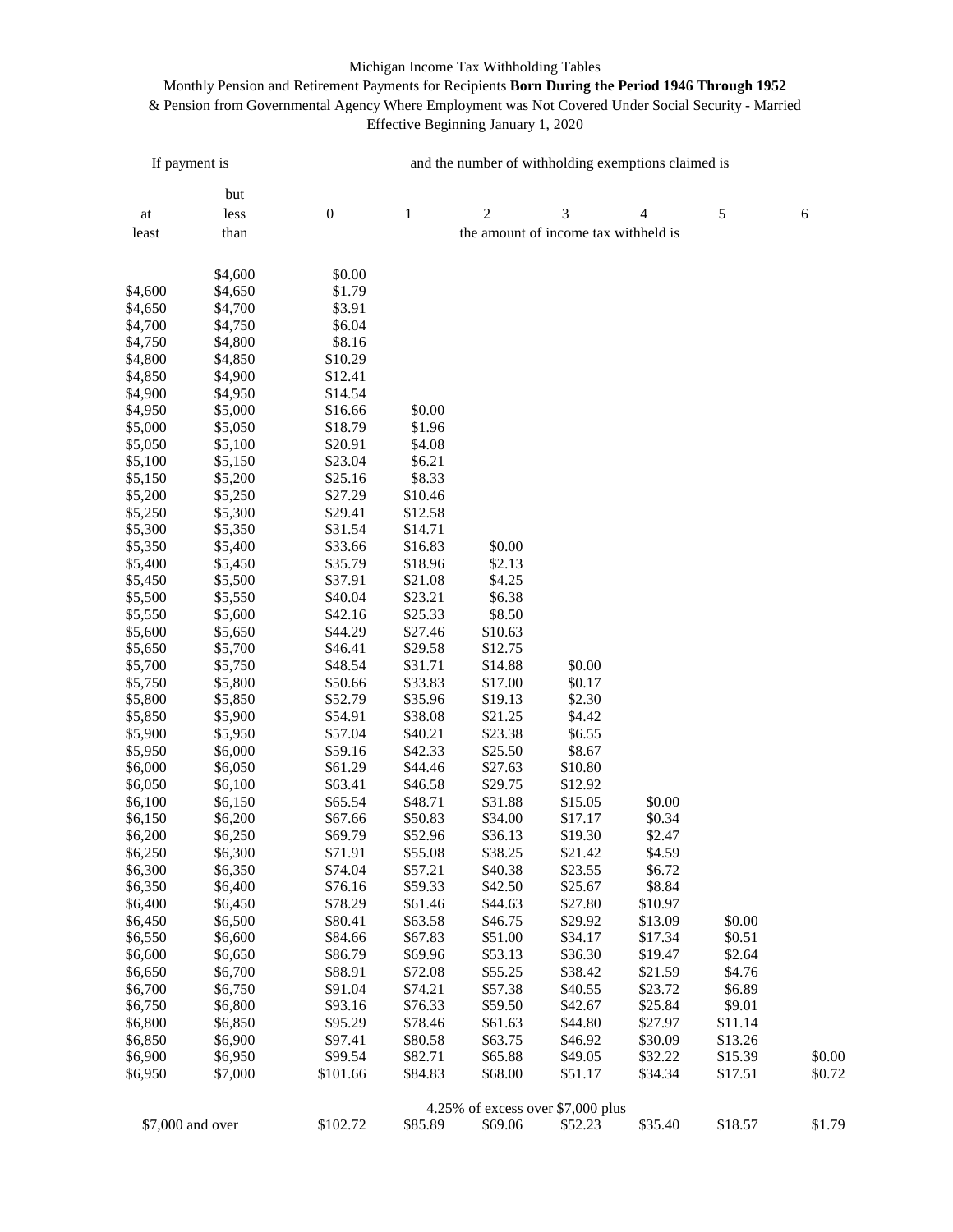Michigan Income Tax Withholding Tables

Monthly Pension and Retirement Payments for Recipients **Born During the Period 1946 Through 1952**

& Pension from Governmental Agency Where Employment was Not Covered Under Social Security - Married

Effective Beginning January 1, 2020

| If payment is | | and the number of withholding exemptions claimed is | | | | | | |
|---|---|---|---|---|---|---|---|---|
| at least | but less than | 0 | 1 | 2 | 3 | 4 | 5 | 6 |
| | | the amount of income tax withheld is | | | | | | |
| | $4,600 | $0.00 | | | | | | |
| $4,600 | $4,650 | $1.79 | | | | | | |
| $4,650 | $4,700 | $3.91 | | | | | | |
| $4,700 | $4,750 | $6.04 | | | | | | |
| $4,750 | $4,800 | $8.16 | | | | | | |
| $4,800 | $4,850 | $10.29 | | | | | | |
| $4,850 | $4,900 | $12.41 | | | | | | |
| $4,900 | $4,950 | $14.54 | | | | | | |
| $4,950 | $5,000 | $16.66 | $0.00 | | | | | |
| $5,000 | $5,050 | $18.79 | $1.96 | | | | | |
| $5,050 | $5,100 | $20.91 | $4.08 | | | | | |
| $5,100 | $5,150 | $23.04 | $6.21 | | | | | |
| $5,150 | $5,200 | $25.16 | $8.33 | | | | | |
| $5,200 | $5,250 | $27.29 | $10.46 | | | | | |
| $5,250 | $5,300 | $29.41 | $12.58 | | | | | |
| $5,300 | $5,350 | $31.54 | $14.71 | | | | | |
| $5,350 | $5,400 | $33.66 | $16.83 | $0.00 | | | | |
| $5,400 | $5,450 | $35.79 | $18.96 | $2.13 | | | | |
| $5,450 | $5,500 | $37.91 | $21.08 | $4.25 | | | | |
| $5,500 | $5,550 | $40.04 | $23.21 | $6.38 | | | | |
| $5,550 | $5,600 | $42.16 | $25.33 | $8.50 | | | | |
| $5,600 | $5,650 | $44.29 | $27.46 | $10.63 | | | | |
| $5,650 | $5,700 | $46.41 | $29.58 | $12.75 | | | | |
| $5,700 | $5,750 | $48.54 | $31.71 | $14.88 | $0.00 | | | |
| $5,750 | $5,800 | $50.66 | $33.83 | $17.00 | $0.17 | | | |
| $5,800 | $5,850 | $52.79 | $35.96 | $19.13 | $2.30 | | | |
| $5,850 | $5,900 | $54.91 | $38.08 | $21.25 | $4.42 | | | |
| $5,900 | $5,950 | $57.04 | $40.21 | $23.38 | $6.55 | | | |
| $5,950 | $6,000 | $59.16 | $42.33 | $25.50 | $8.67 | | | |
| $6,000 | $6,050 | $61.29 | $44.46 | $27.63 | $10.80 | | | |
| $6,050 | $6,100 | $63.41 | $46.58 | $29.75 | $12.92 | | | |
| $6,100 | $6,150 | $65.54 | $48.71 | $31.88 | $15.05 | $0.00 | | |
| $6,150 | $6,200 | $67.66 | $50.83 | $34.00 | $17.17 | $0.34 | | |
| $6,200 | $6,250 | $69.79 | $52.96 | $36.13 | $19.30 | $2.47 | | |
| $6,250 | $6,300 | $71.91 | $55.08 | $38.25 | $21.42 | $4.59 | | |
| $6,300 | $6,350 | $74.04 | $57.21 | $40.38 | $23.55 | $6.72 | | |
| $6,350 | $6,400 | $76.16 | $59.33 | $42.50 | $25.67 | $8.84 | | |
| $6,400 | $6,450 | $78.29 | $61.46 | $44.63 | $27.80 | $10.97 | | |
| $6,450 | $6,500 | $80.41 | $63.58 | $46.75 | $29.92 | $13.09 | $0.00 | |
| $6,550 | $6,600 | $84.66 | $67.83 | $51.00 | $34.17 | $17.34 | $0.51 | |
| $6,600 | $6,650 | $86.79 | $69.96 | $53.13 | $36.30 | $19.47 | $2.64 | |
| $6,650 | $6,700 | $88.91 | $72.08 | $55.25 | $38.42 | $21.59 | $4.76 | |
| $6,700 | $6,750 | $91.04 | $74.21 | $57.38 | $40.55 | $23.72 | $6.89 | |
| $6,750 | $6,800 | $93.16 | $76.33 | $59.50 | $42.67 | $25.84 | $9.01 | |
| $6,800 | $6,850 | $95.29 | $78.46 | $61.63 | $44.80 | $27.97 | $11.14 | |
| $6,850 | $6,900 | $97.41 | $80.58 | $63.75 | $46.92 | $30.09 | $13.26 | |
| $6,900 | $6,950 | $99.54 | $82.71 | $65.88 | $49.05 | $32.22 | $15.39 | $0.00 |
| $6,950 | $7,000 | $101.66 | $84.83 | $68.00 | $51.17 | $34.34 | $17.51 | $0.72 |
| | | 4.25% of excess over $7,000 plus | | | | | | |
| $7,000 and over | | $102.72 | $85.89 | $69.06 | $52.23 | $35.40 | $18.57 | $1.79 |